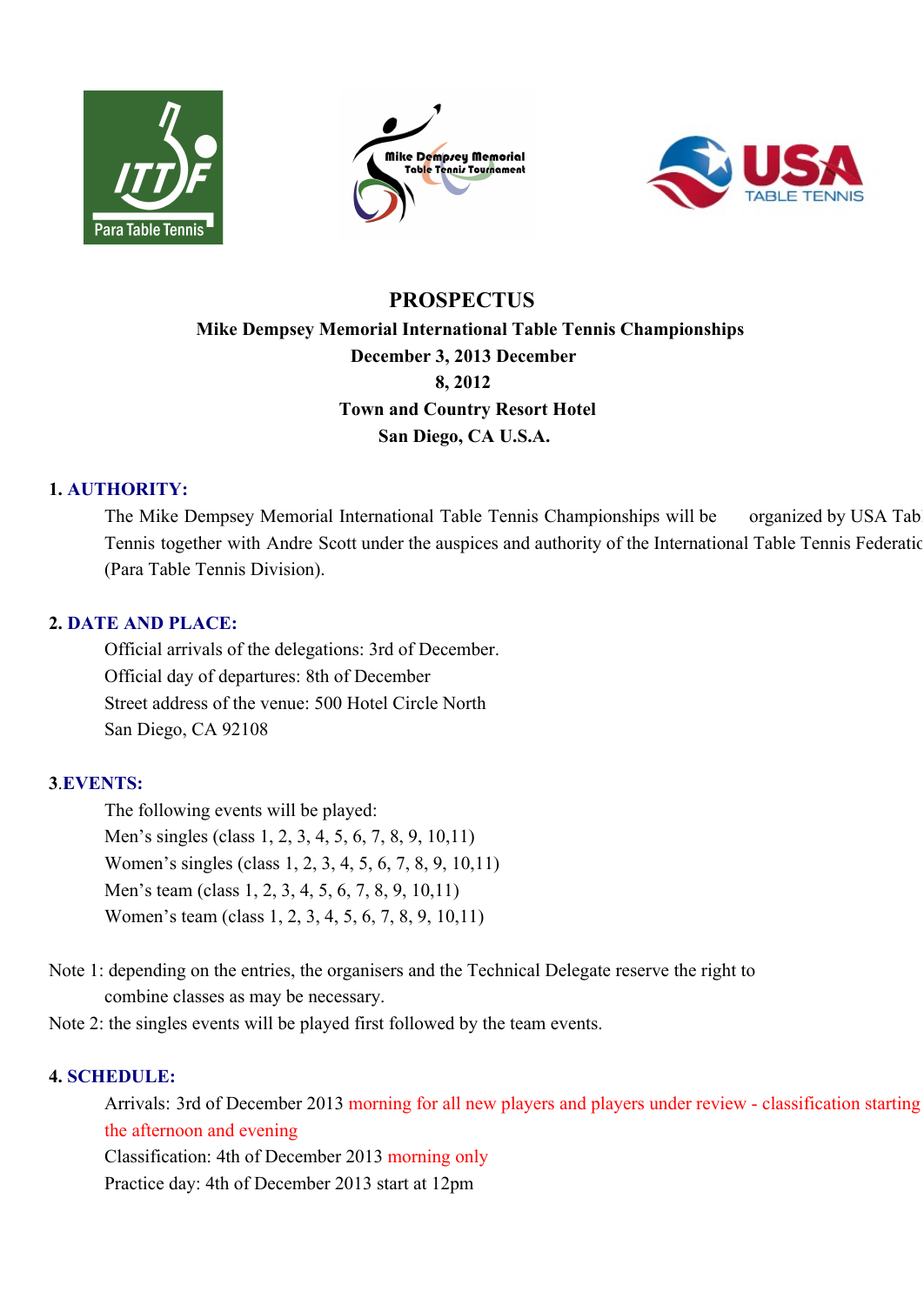# PROSPECTUS

**Mike Dempsey Memorial International Table Tennis Championships**
**December 3, 2013 December 8, 2012**
**Town and Country Resort Hotel**
**San Diego, CA U.S.A.**

## 1. AUTHORITY:

The Mike Dempsey Memorial International Table Tennis Championships will be organized by USA Table Tennis together with Andre Scott under the auspices and authority of the International Table Tennis Federation (Para Table Tennis Division).

## 2. DATE AND PLACE:

Official arrivals of the delegations: 3rd of December.
Official day of departures: 8th of December
Street address of the venue: 500 Hotel Circle North
San Diego, CA 92108

## 3.EVENTS:

The following events will be played:
Men's singles (class 1, 2, 3, 4, 5, 6, 7, 8, 9, 10,11)
Women's singles (class 1, 2, 3, 4, 5, 6, 7, 8, 9, 10,11)
Men's team (class 1, 2, 3, 4, 5, 6, 7, 8, 9, 10,11)
Women's team (class 1, 2, 3, 4, 5, 6, 7, 8, 9, 10,11)

Note 1: depending on the entries, the organisers and the Technical Delegate reserve the right to combine classes as may be necessary.
Note 2: the singles events will be played first followed by the team events.

## 4. SCHEDULE:

Arrivals: 3rd of December 2013 morning for all new players and players under review - classification starting the afternoon and evening
Classification: 4th of December 2013 morning only
Practice day: 4th of December 2013 start at 12pm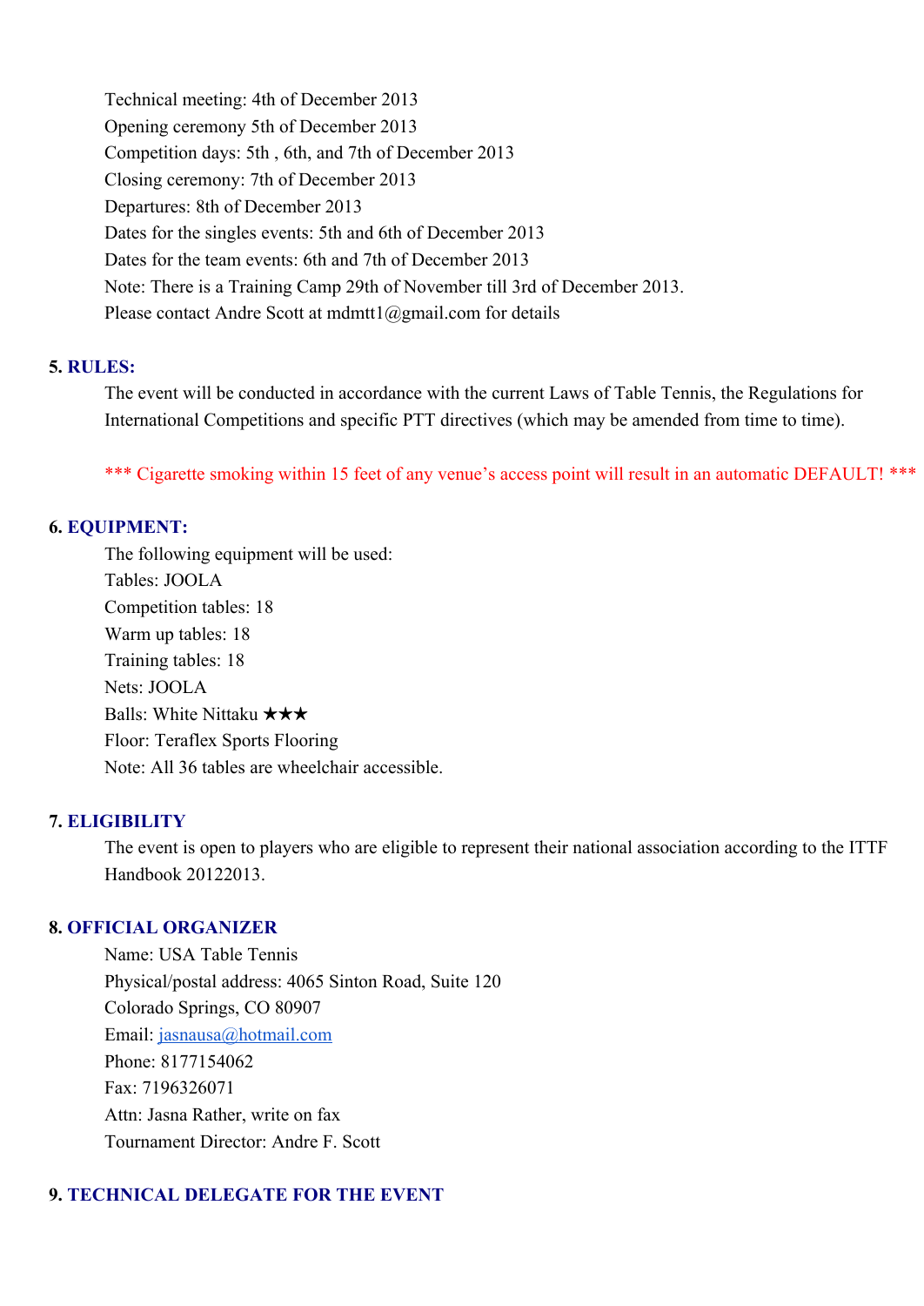Technical meeting: 4th of December 2013
Opening ceremony 5th of December 2013
Competition days: 5th , 6th, and 7th of December 2013
Closing ceremony: 7th of December 2013
Departures: 8th of December 2013
Dates for the singles events: 5th and 6th of December 2013
Dates for the team events: 6th and 7th of December 2013
Note: There is a Training Camp 29th of November till 3rd of December 2013.
Please contact Andre Scott at mdmtt1@gmail.com for details

## 5. RULES:

The event will be conducted in accordance with the current Laws of Table Tennis, the Regulations for International Competitions and specific PTT directives (which may be amended from time to time).

*** Cigarette smoking within 15 feet of any venue's access point will result in an automatic DEFAULT! ***

## 6. EQUIPMENT:

The following equipment will be used:
Tables: JOOLA
Competition tables: 18
Warm up tables: 18
Training tables: 18
Nets: JOOLA
Balls: White Nittaku ★★★
Floor: Teraflex Sports Flooring
Note: All 36 tables are wheelchair accessible.

## 7. ELIGIBILITY

The event is open to players who are eligible to represent their national association according to the ITTF Handbook 20122013.

## 8. OFFICIAL ORGANIZER

Name: USA Table Tennis
Physical/postal address: 4065 Sinton Road, Suite 120
Colorado Springs, CO 80907
Email: jasnausa@hotmail.com
Phone: 8177154062
Fax: 7196326071
Attn: Jasna Rather, write on fax
Tournament Director: Andre F. Scott

## 9. TECHNICAL DELEGATE FOR THE EVENT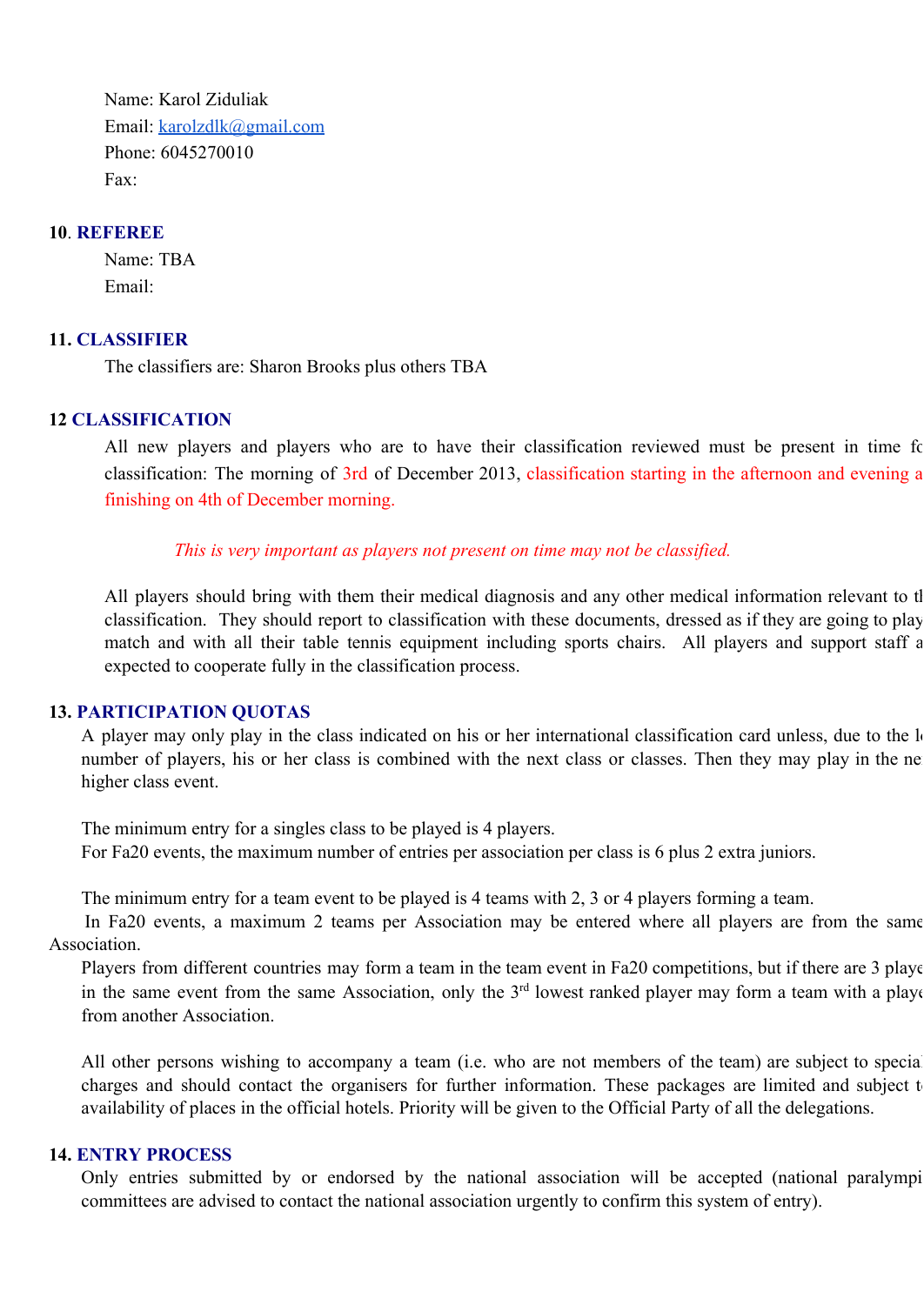Name: Karol Ziduliak
Email: karolzdlk@gmail.com
Phone: 6045270010
Fax:

## 10. REFEREE

Name: TBA
Email:

## 11. CLASSIFIER

The classifiers are: Sharon Brooks plus others TBA

## 12 CLASSIFICATION

All new players and players who are to have their classification reviewed must be present in time fo classification: The morning of 3rd of December 2013, classification starting in the afternoon and evening a finishing on 4th of December morning.

*This is very important as players not present on time may not be classified.*

All players should bring with them their medical diagnosis and any other medical information relevant to t classification. They should report to classification with these documents, dressed as if they are going to play match and with all their table tennis equipment including sports chairs. All players and support staff a expected to cooperate fully in the classification process.

## 13. PARTICIPATION QUOTAS

A player may only play in the class indicated on his or her international classification card unless, due to the l number of players, his or her class is combined with the next class or classes. Then they may play in the ne higher class event.

The minimum entry for a singles class to be played is 4 players.
For Fa20 events, the maximum number of entries per association per class is 6 plus 2 extra juniors.

The minimum entry for a team event to be played is 4 teams with 2, 3 or 4 players forming a team.
In Fa20 events, a maximum 2 teams per Association may be entered where all players are from the same Association.
Players from different countries may form a team in the team event in Fa20 competitions, but if there are 3 playe in the same event from the same Association, only the 3rd lowest ranked player may form a team with a playe from another Association.

All other persons wishing to accompany a team (i.e. who are not members of the team) are subject to specia charges and should contact the organisers for further information. These packages are limited and subject t availability of places in the official hotels. Priority will be given to the Official Party of all the delegations.

## 14. ENTRY PROCESS

Only entries submitted by or endorsed by the national association will be accepted (national paralympi committees are advised to contact the national association urgently to confirm this system of entry).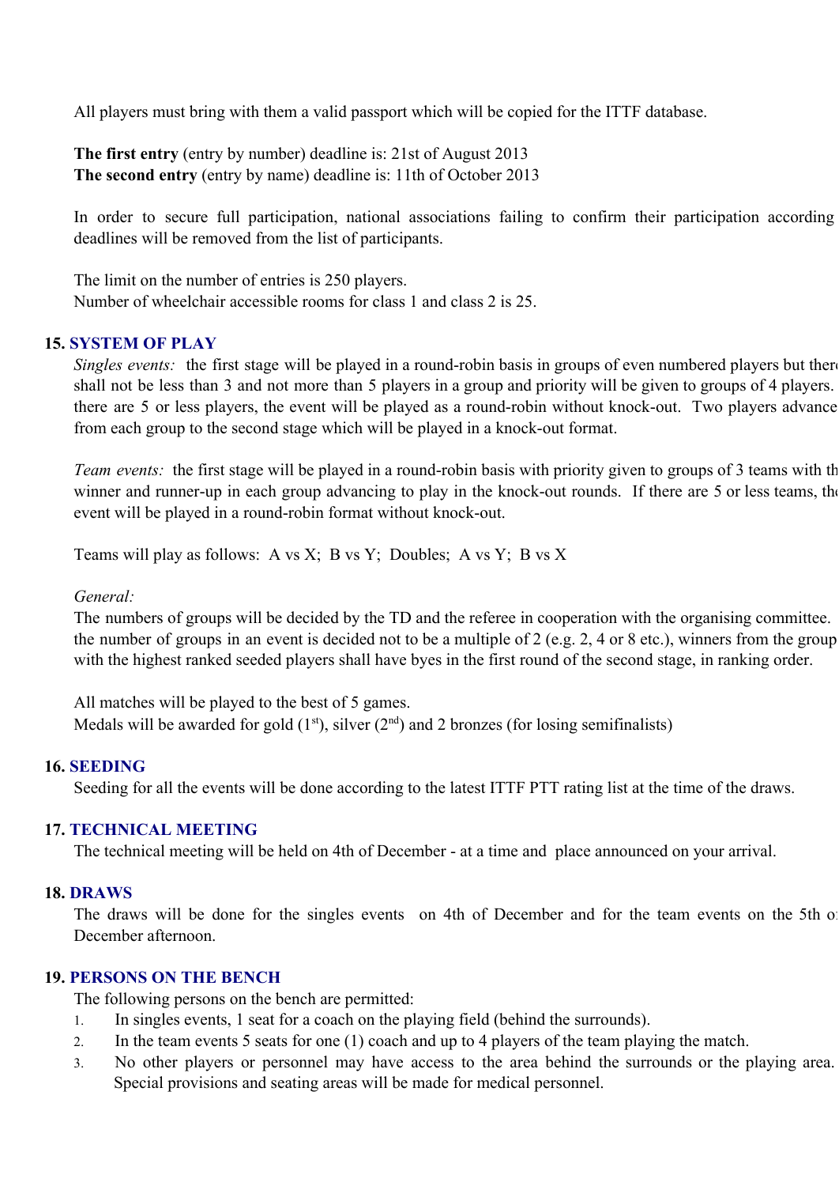All players must bring with them a valid passport which will be copied for the ITTF database.

**The first entry** (entry by number) deadline is: 21st of August 2013
**The second entry** (entry by name) deadline is: 11th of October 2013

In order to secure full participation, national associations failing to confirm their participation according deadlines will be removed from the list of participants.

The limit on the number of entries is 250 players.
Number of wheelchair accessible rooms for class 1 and class 2 is 25.

## 15. SYSTEM OF PLAY

*Singles events:* the first stage will be played in a round-robin basis in groups of even numbered players but there shall not be less than 3 and not more than 5 players in a group and priority will be given to groups of 4 players. there are 5 or less players, the event will be played as a round-robin without knock-out. Two players advance from each group to the second stage which will be played in a knock-out format.

*Team events:* the first stage will be played in a round-robin basis with priority given to groups of 3 teams with the winner and runner-up in each group advancing to play in the knock-out rounds. If there are 5 or less teams, the event will be played in a round-robin format without knock-out.

Teams will play as follows: A vs X; B vs Y; Doubles; A vs Y; B vs X

*General:*
The numbers of groups will be decided by the TD and the referee in cooperation with the organising committee. the number of groups in an event is decided not to be a multiple of 2 (e.g. 2, 4 or 8 etc.), winners from the group with the highest ranked seeded players shall have byes in the first round of the second stage, in ranking order.

All matches will be played to the best of 5 games.
Medals will be awarded for gold (1st), silver (2nd) and 2 bronzes (for losing semifinalists)

## 16. SEEDING

Seeding for all the events will be done according to the latest ITTF PTT rating list at the time of the draws.

## 17. TECHNICAL MEETING

The technical meeting will be held on 4th of December - at a time and place announced on your arrival.

## 18. DRAWS

The draws will be done for the singles events on 4th of December and for the team events on the 5th of December afternoon.

## 19. PERSONS ON THE BENCH

The following persons on the bench are permitted:

1. In singles events, 1 seat for a coach on the playing field (behind the surrounds).
2. In the team events 5 seats for one (1) coach and up to 4 players of the team playing the match.
3. No other players or personnel may have access to the area behind the surrounds or the playing area. Special provisions and seating areas will be made for medical personnel.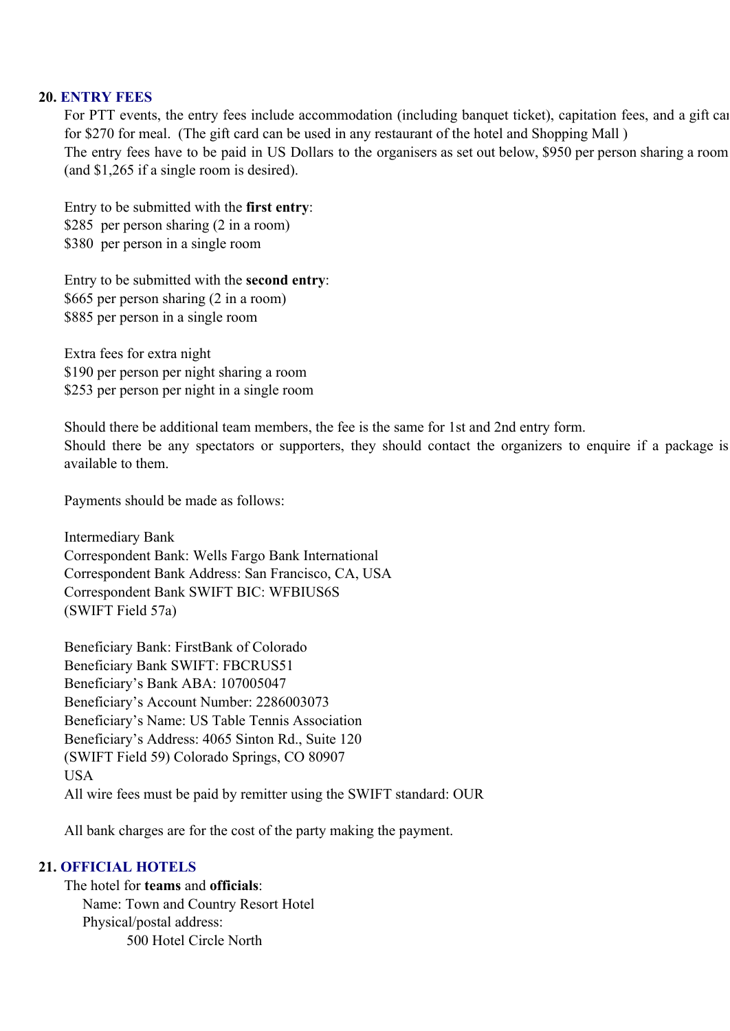## 20. ENTRY FEES

For PTT events, the entry fees include accommodation (including banquet ticket), capitation fees, and a gift car for $270 for meal. (The gift card can be used in any restaurant of the hotel and Shopping Mall )

The entry fees have to be paid in US Dollars to the organisers as set out below, $950 per person sharing a room (and $1,265 if a single room is desired).

Entry to be submitted with the **first entry**:
$285 per person sharing (2 in a room)
$380 per person in a single room

Entry to be submitted with the **second entry**:
$665 per person sharing (2 in a room)
$885 per person in a single room

Extra fees for extra night
$190 per person per night sharing a room
$253 per person per night in a single room

Should there be additional team members, the fee is the same for 1st and 2nd entry form.
Should there be any spectators or supporters, they should contact the organizers to enquire if a package is available to them.

Payments should be made as follows:

Intermediary Bank
Correspondent Bank: Wells Fargo Bank International
Correspondent Bank Address: San Francisco, CA, USA
Correspondent Bank SWIFT BIC: WFBIUS6S
(SWIFT Field 57a)

Beneficiary Bank: FirstBank of Colorado
Beneficiary Bank SWIFT: FBCRUS51
Beneficiary's Bank ABA: 107005047
Beneficiary's Account Number: 2286003073
Beneficiary's Name: US Table Tennis Association
Beneficiary's Address: 4065 Sinton Rd., Suite 120
(SWIFT Field 59) Colorado Springs, CO 80907
USA
All wire fees must be paid by remitter using the SWIFT standard: OUR

All bank charges are for the cost of the party making the payment.

## 21. OFFICIAL HOTELS

The hotel for **teams** and **officials**:

Name: Town and Country Resort Hotel
Physical/postal address:
500 Hotel Circle North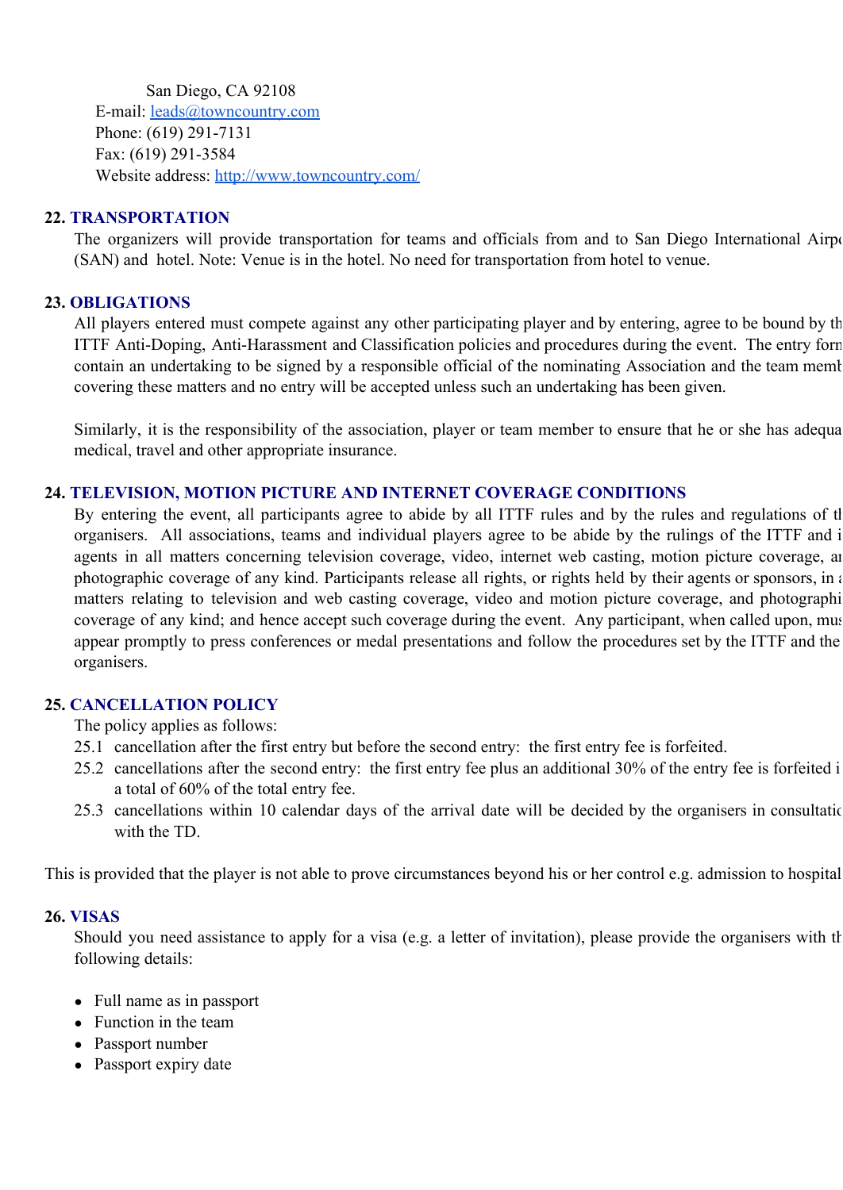San Diego, CA 92108
E-mail: leads@towncountry.com
Phone: (619) 291-7131
Fax: (619) 291-3584
Website address: http://www.towncountry.com/

## 22. TRANSPORTATION

The organizers will provide transportation for teams and officials from and to San Diego International Airpo (SAN) and hotel. Note: Venue is in the hotel. No need for transportation from hotel to venue.

## 23. OBLIGATIONS

All players entered must compete against any other participating player and by entering, agree to be bound by th ITTF Anti-Doping, Anti-Harassment and Classification policies and procedures during the event. The entry form contain an undertaking to be signed by a responsible official of the nominating Association and the team memb covering these matters and no entry will be accepted unless such an undertaking has been given.

Similarly, it is the responsibility of the association, player or team member to ensure that he or she has adequa medical, travel and other appropriate insurance.

## 24. TELEVISION, MOTION PICTURE AND INTERNET COVERAGE CONDITIONS

By entering the event, all participants agree to abide by all ITTF rules and by the rules and regulations of th organisers. All associations, teams and individual players agree to be abide by the rulings of the ITTF and i agents in all matters concerning television coverage, video, internet web casting, motion picture coverage, an photographic coverage of any kind. Participants release all rights, or rights held by their agents or sponsors, in a matters relating to television and web casting coverage, video and motion picture coverage, and photographi coverage of any kind; and hence accept such coverage during the event. Any participant, when called upon, mus appear promptly to press conferences or medal presentations and follow the procedures set by the ITTF and the organisers.

## 25. CANCELLATION POLICY

The policy applies as follows:

25.1 cancellation after the first entry but before the second entry: the first entry fee is forfeited.

25.2 cancellations after the second entry: the first entry fee plus an additional 30% of the entry fee is forfeited i a total of 60% of the total entry fee.

25.3 cancellations within 10 calendar days of the arrival date will be decided by the organisers in consultatio with the TD.

This is provided that the player is not able to prove circumstances beyond his or her control e.g. admission to hospital

## 26. VISAS

Should you need assistance to apply for a visa (e.g. a letter of invitation), please provide the organisers with th following details:

- Full name as in passport
- Function in the team
- Passport number
- Passport expiry date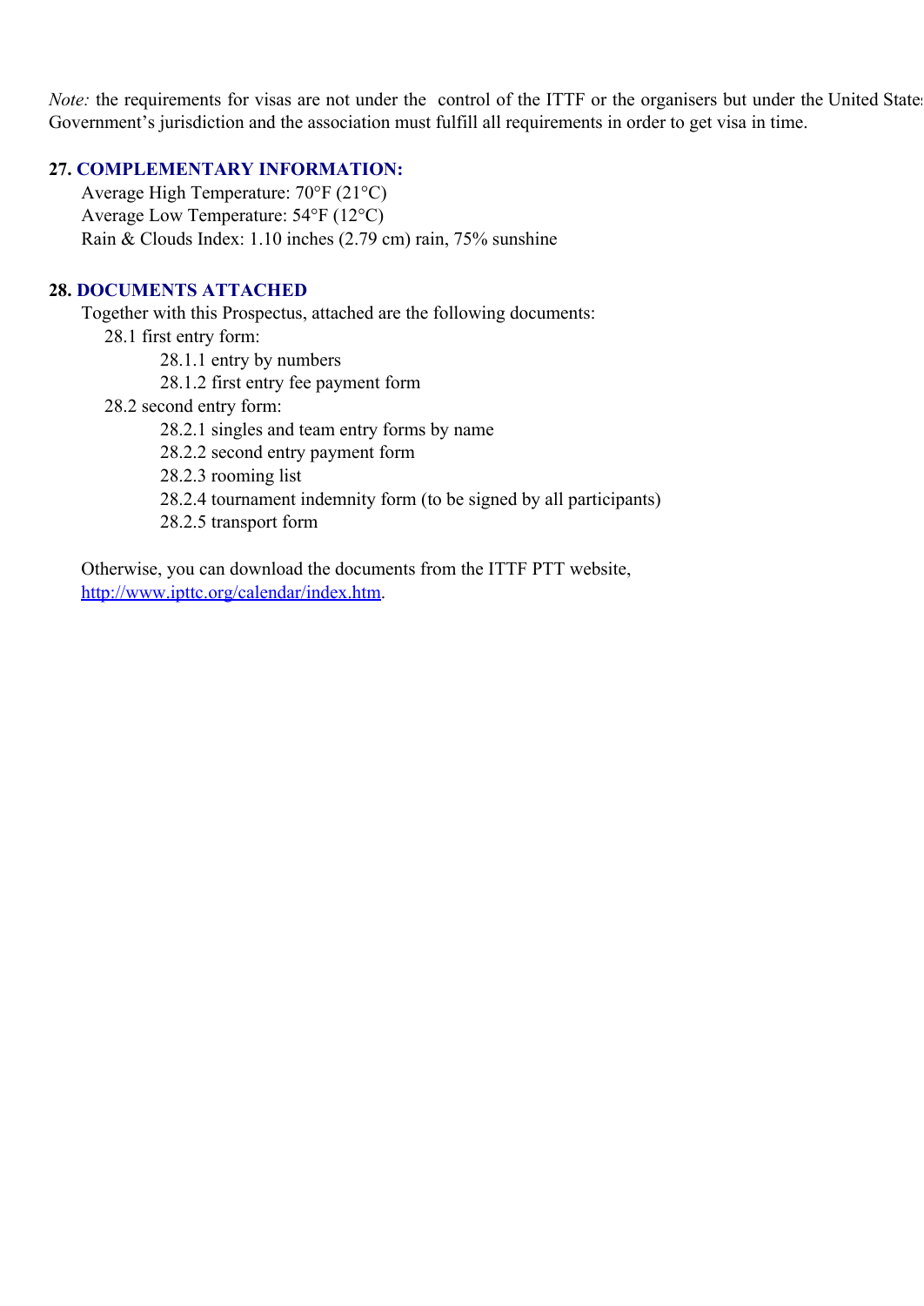*Note:* the requirements for visas are not under the control of the ITTF or the organisers but under the United States Government's jurisdiction and the association must fulfill all requirements in order to get visa in time.

## 27. COMPLEMENTARY INFORMATION:

Average High Temperature: 70°F (21°C)
Average Low Temperature: 54°F (12°C)
Rain & Clouds Index: 1.10 inches (2.79 cm) rain, 75% sunshine

## 28. DOCUMENTS ATTACHED

Together with this Prospectus, attached are the following documents:

- 28.1 first entry form:
  - 28.1.1 entry by numbers
  - 28.1.2 first entry fee payment form
- 28.2 second entry form:
  - 28.2.1 singles and team entry forms by name
  - 28.2.2 second entry payment form
  - 28.2.3 rooming list
  - 28.2.4 tournament indemnity form (to be signed by all participants)
  - 28.2.5 transport form

Otherwise, you can download the documents from the ITTF PTT website, [http://www.ipttc.org/calendar/index.htm](http://www.ipttc.org/calendar/index.htm).